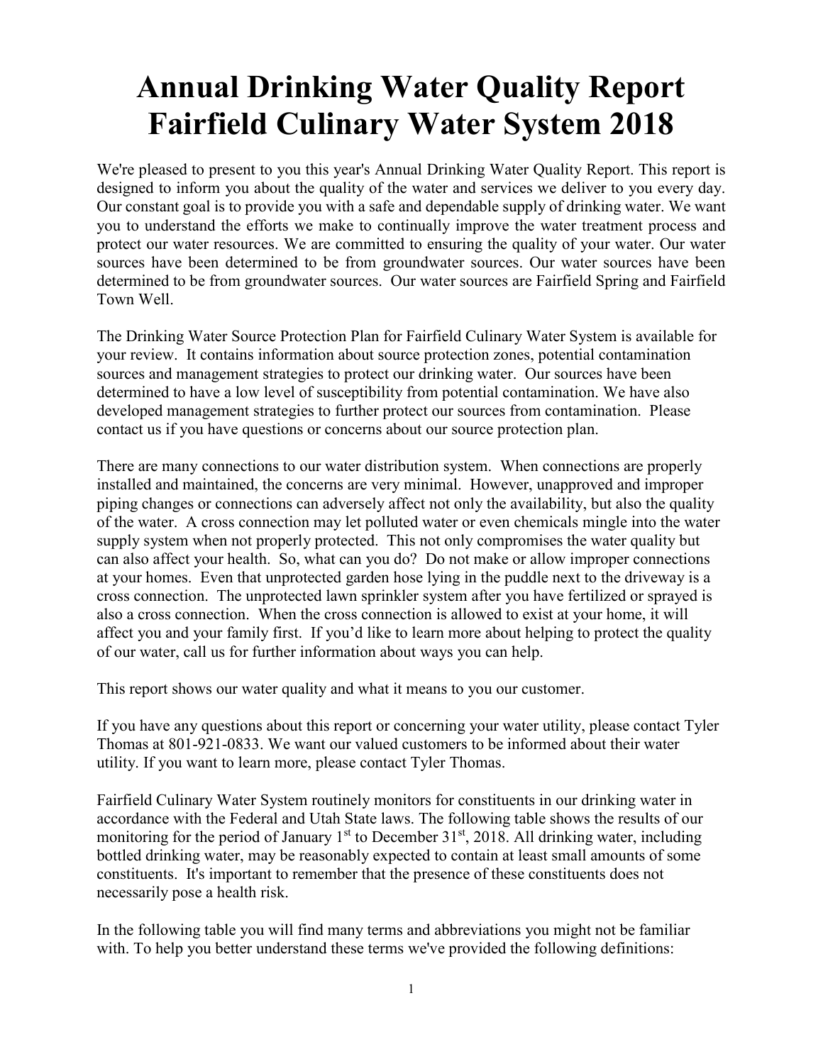# Annual Drinking Water Quality Report Fairfield Culinary Water System 2018

We're pleased to present to you this year's Annual Drinking Water Quality Report. This report is designed to inform you about the quality of the water and services we deliver to you every day. Our constant goal is to provide you with a safe and dependable supply of drinking water. We want you to understand the efforts we make to continually improve the water treatment process and protect our water resources. We are committed to ensuring the quality of your water. Our water sources have been determined to be from groundwater sources. Our water sources have been determined to be from groundwater sources. Our water sources are Fairfield Spring and Fairfield Town Well.

The Drinking Water Source Protection Plan for Fairfield Culinary Water System is available for your review. It contains information about source protection zones, potential contamination sources and management strategies to protect our drinking water. Our sources have been determined to have a low level of susceptibility from potential contamination. We have also developed management strategies to further protect our sources from contamination. Please contact us if you have questions or concerns about our source protection plan.

There are many connections to our water distribution system. When connections are properly installed and maintained, the concerns are very minimal. However, unapproved and improper piping changes or connections can adversely affect not only the availability, but also the quality of the water. A cross connection may let polluted water or even chemicals mingle into the water supply system when not properly protected. This not only compromises the water quality but can also affect your health. So, what can you do? Do not make or allow improper connections at your homes. Even that unprotected garden hose lying in the puddle next to the driveway is a cross connection. The unprotected lawn sprinkler system after you have fertilized or sprayed is also a cross connection. When the cross connection is allowed to exist at your home, it will affect you and your family first. If you'd like to learn more about helping to protect the quality of our water, call us for further information about ways you can help.

This report shows our water quality and what it means to you our customer.

If you have any questions about this report or concerning your water utility, please contact Tyler Thomas at 801-921-0833. We want our valued customers to be informed about their water utility. If you want to learn more, please contact Tyler Thomas.

Fairfield Culinary Water System routinely monitors for constituents in our drinking water in accordance with the Federal and Utah State laws. The following table shows the results of our monitoring for the period of January 1st to December 31st, 2018. All drinking water, including bottled drinking water, may be reasonably expected to contain at least small amounts of some constituents. It's important to remember that the presence of these constituents does not necessarily pose a health risk.

In the following table you will find many terms and abbreviations you might not be familiar with. To help you better understand these terms we've provided the following definitions: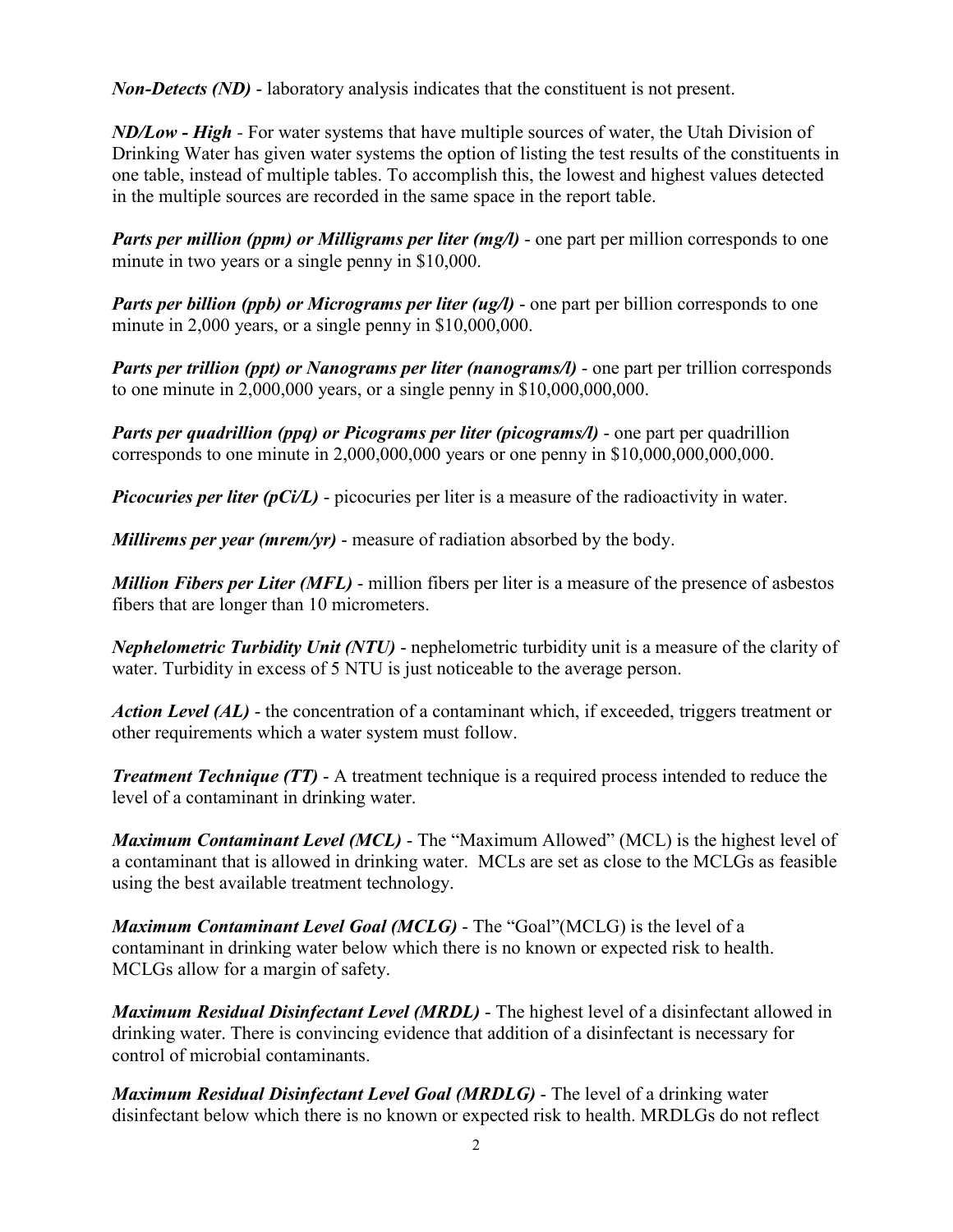***Non-Detects (ND)*** - laboratory analysis indicates that the constituent is not present.

***ND/Low - High*** - For water systems that have multiple sources of water, the Utah Division of Drinking Water has given water systems the option of listing the test results of the constituents in one table, instead of multiple tables. To accomplish this, the lowest and highest values detected in the multiple sources are recorded in the same space in the report table.

***Parts per million (ppm) or Milligrams per liter (mg/l)*** - one part per million corresponds to one minute in two years or a single penny in $10,000.

***Parts per billion (ppb) or Micrograms per liter (ug/l)*** - one part per billion corresponds to one minute in 2,000 years, or a single penny in $10,000,000.

***Parts per trillion (ppt) or Nanograms per liter (nanograms/l)*** - one part per trillion corresponds to one minute in 2,000,000 years, or a single penny in $10,000,000,000.

***Parts per quadrillion (ppq) or Picograms per liter (picograms/l)*** - one part per quadrillion corresponds to one minute in 2,000,000,000 years or one penny in $10,000,000,000,000.

***Picocuries per liter (pCi/L)*** - picocuries per liter is a measure of the radioactivity in water.

***Millirems per year (mrem/yr)*** - measure of radiation absorbed by the body.

***Million Fibers per Liter (MFL)*** - million fibers per liter is a measure of the presence of asbestos fibers that are longer than 10 micrometers.

***Nephelometric Turbidity Unit (NTU)*** - nephelometric turbidity unit is a measure of the clarity of water. Turbidity in excess of 5 NTU is just noticeable to the average person.

***Action Level (AL)*** - the concentration of a contaminant which, if exceeded, triggers treatment or other requirements which a water system must follow.

***Treatment Technique (TT)*** - A treatment technique is a required process intended to reduce the level of a contaminant in drinking water.

***Maximum Contaminant Level (MCL)*** - The "Maximum Allowed" (MCL) is the highest level of a contaminant that is allowed in drinking water. MCLs are set as close to the MCLGs as feasible using the best available treatment technology.

***Maximum Contaminant Level Goal (MCLG)*** - The "Goal"(MCLG) is the level of a contaminant in drinking water below which there is no known or expected risk to health. MCLGs allow for a margin of safety.

***Maximum Residual Disinfectant Level (MRDL)*** - The highest level of a disinfectant allowed in drinking water. There is convincing evidence that addition of a disinfectant is necessary for control of microbial contaminants.

***Maximum Residual Disinfectant Level Goal (MRDLG)*** - The level of a drinking water disinfectant below which there is no known or expected risk to health. MRDLGs do not reflect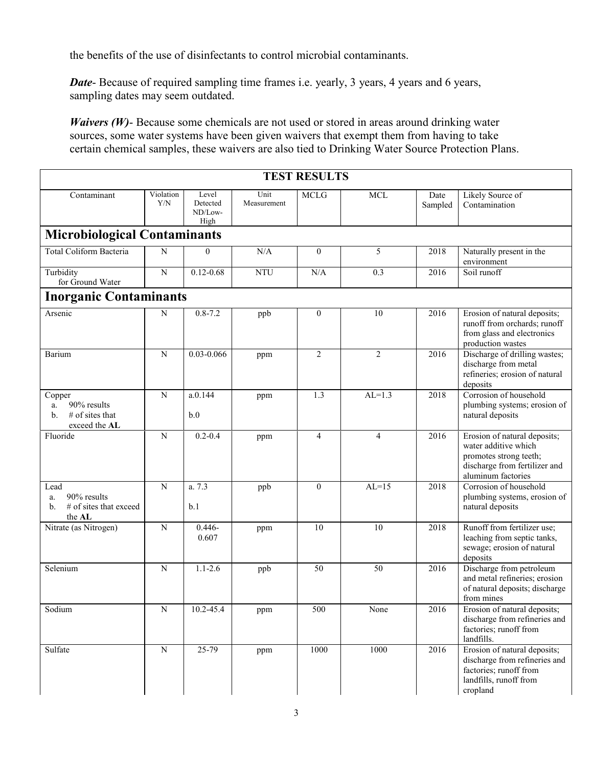the benefits of the use of disinfectants to control microbial contaminants.

***Date***- Because of required sampling time frames i.e. yearly, 3 years, 4 years and 6 years, sampling dates may seem outdated.

***Waivers (W)***- Because some chemicals are not used or stored in areas around drinking water sources, some water systems have been given waivers that exempt them from having to take certain chemical samples, these waivers are also tied to Drinking Water Source Protection Plans.

| TEST RESULTS | | | | | | | |
|---|---|---|---|---|---|---|---|
| Contaminant | Violation Y/N | Level Detected ND/Low-High | Unit Measurement | MCLG | MCL | Date Sampled | Likely Source of Contamination |
| **Microbiological Contaminants** | | | | | | | |
| Total Coliform Bacteria | N | 0 | N/A | 0 | 5 | 2018 | Naturally present in the environment |
| Turbidity for Ground Water | N | 0.12-0.68 | NTU | N/A | 0.3 | 2016 | Soil runoff |
| **Inorganic Contaminants** | | | | | | | |
| Arsenic | N | 0.8-7.2 | ppb | 0 | 10 | 2016 | Erosion of natural deposits; runoff from orchards; runoff from glass and electronics production wastes |
| Barium | N | 0.03-0.066 | ppm | 2 | 2 | 2016 | Discharge of drilling wastes; discharge from metal refineries; erosion of natural deposits |
| Copper<br>a. 90% results<br>b. # of sites that exceed the **AL** | N | a.0.144<br><br>b.0 | ppm | 1.3 | AL=1.3 | 2018 | Corrosion of household plumbing systems; erosion of natural deposits |
| Fluoride | N | 0.2-0.4 | ppm | 4 | 4 | 2016 | Erosion of natural deposits; water additive which promotes strong teeth; discharge from fertilizer and aluminum factories |
| Lead<br>a. 90% results<br>b. # of sites that exceed the **AL** | N | a. 7.3<br><br>b.1 | ppb | 0 | AL=15 | 2018 | Corrosion of household plumbing systems, erosion of natural deposits |
| Nitrate (as Nitrogen) | N | 0.446-0.607 | ppm | 10 | 10 | 2018 | Runoff from fertilizer use; leaching from septic tanks, sewage; erosion of natural deposits |
| Selenium | N | 1.1-2.6 | ppb | 50 | 50 | 2016 | Discharge from petroleum and metal refineries; erosion of natural deposits; discharge from mines |
| Sodium | N | 10.2-45.4 | ppm | 500 | None | 2016 | Erosion of natural deposits; discharge from refineries and factories; runoff from landfills. |
| Sulfate | N | 25-79 | ppm | 1000 | 1000 | 2016 | Erosion of natural deposits; discharge from refineries and factories; runoff from landfills, runoff from cropland |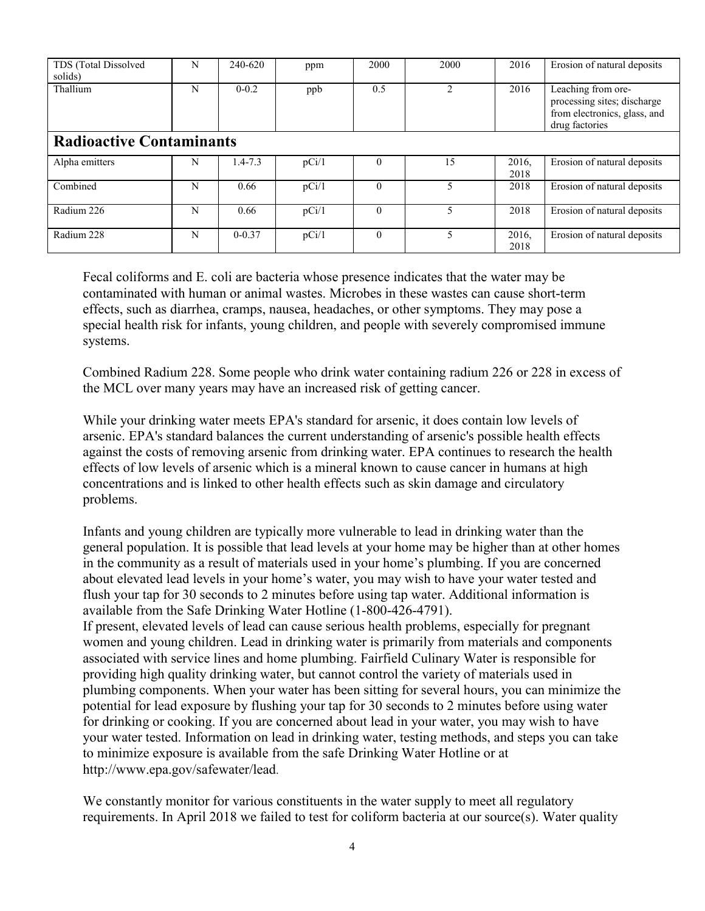| TDS (Total Dissolved solids) | N | 240-620 | ppm | 2000 | 2000 | 2016 | Erosion of natural deposits |
|---|---|---|---|---|---|---|---|
| Thallium | N | 0-0.2 | ppb | 0.5 | 2 | 2016 | Leaching from ore-processing sites; discharge from electronics, glass, and drug factories |
| **Radioactive Contaminants** | | | | | | | |
| Alpha emitters | N | 1.4-7.3 | pCi/1 | 0 | 15 | 2016, 2018 | Erosion of natural deposits |
| Combined | N | 0.66 | pCi/1 | 0 | 5 | 2018 | Erosion of natural deposits |
| Radium 226 | N | 0.66 | pCi/1 | 0 | 5 | 2018 | Erosion of natural deposits |
| Radium 228 | N | 0-0.37 | pCi/1 | 0 | 5 | 2016, 2018 | Erosion of natural deposits |

Fecal coliforms and E. coli are bacteria whose presence indicates that the water may be contaminated with human or animal wastes. Microbes in these wastes can cause short-term effects, such as diarrhea, cramps, nausea, headaches, or other symptoms. They may pose a special health risk for infants, young children, and people with severely compromised immune systems.

Combined Radium 228. Some people who drink water containing radium 226 or 228 in excess of the MCL over many years may have an increased risk of getting cancer.

While your drinking water meets EPA's standard for arsenic, it does contain low levels of arsenic. EPA's standard balances the current understanding of arsenic's possible health effects against the costs of removing arsenic from drinking water. EPA continues to research the health effects of low levels of arsenic which is a mineral known to cause cancer in humans at high concentrations and is linked to other health effects such as skin damage and circulatory problems.

Infants and young children are typically more vulnerable to lead in drinking water than the general population. It is possible that lead levels at your home may be higher than at other homes in the community as a result of materials used in your home's plumbing. If you are concerned about elevated lead levels in your home's water, you may wish to have your water tested and flush your tap for 30 seconds to 2 minutes before using tap water. Additional information is available from the Safe Drinking Water Hotline (1-800-426-4791).
If present, elevated levels of lead can cause serious health problems, especially for pregnant women and young children. Lead in drinking water is primarily from materials and components associated with service lines and home plumbing. Fairfield Culinary Water is responsible for providing high quality drinking water, but cannot control the variety of materials used in plumbing components. When your water has been sitting for several hours, you can minimize the potential for lead exposure by flushing your tap for 30 seconds to 2 minutes before using water for drinking or cooking. If you are concerned about lead in your water, you may wish to have your water tested. Information on lead in drinking water, testing methods, and steps you can take to minimize exposure is available from the safe Drinking Water Hotline or at http://www.epa.gov/safewater/lead.

We constantly monitor for various constituents in the water supply to meet all regulatory requirements. In April 2018 we failed to test for coliform bacteria at our source(s). Water quality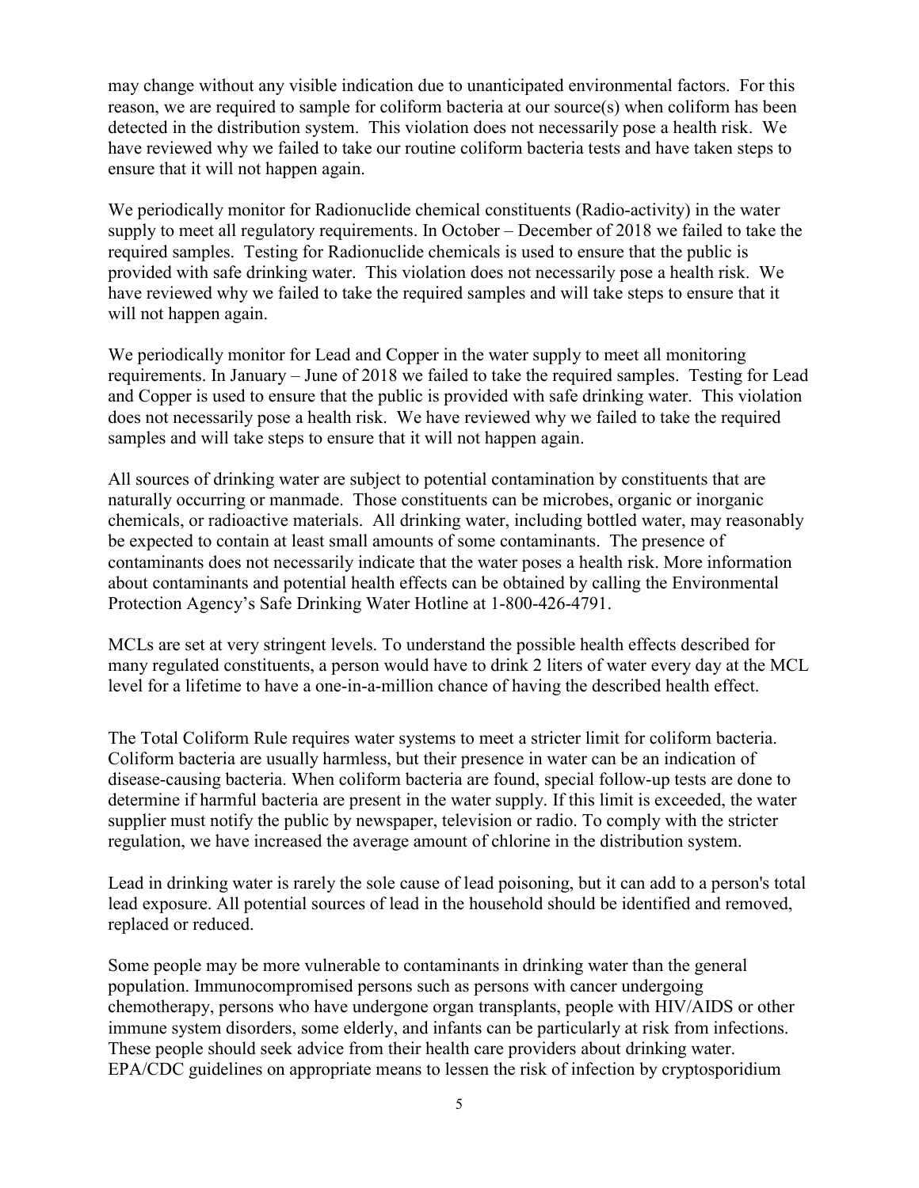may change without any visible indication due to unanticipated environmental factors. For this reason, we are required to sample for coliform bacteria at our source(s) when coliform has been detected in the distribution system. This violation does not necessarily pose a health risk. We have reviewed why we failed to take our routine coliform bacteria tests and have taken steps to ensure that it will not happen again.

We periodically monitor for Radionuclide chemical constituents (Radio-activity) in the water supply to meet all regulatory requirements. In October – December of 2018 we failed to take the required samples. Testing for Radionuclide chemicals is used to ensure that the public is provided with safe drinking water. This violation does not necessarily pose a health risk. We have reviewed why we failed to take the required samples and will take steps to ensure that it will not happen again.

We periodically monitor for Lead and Copper in the water supply to meet all monitoring requirements. In January – June of 2018 we failed to take the required samples. Testing for Lead and Copper is used to ensure that the public is provided with safe drinking water. This violation does not necessarily pose a health risk. We have reviewed why we failed to take the required samples and will take steps to ensure that it will not happen again.

All sources of drinking water are subject to potential contamination by constituents that are naturally occurring or manmade. Those constituents can be microbes, organic or inorganic chemicals, or radioactive materials. All drinking water, including bottled water, may reasonably be expected to contain at least small amounts of some contaminants. The presence of contaminants does not necessarily indicate that the water poses a health risk. More information about contaminants and potential health effects can be obtained by calling the Environmental Protection Agency's Safe Drinking Water Hotline at 1-800-426-4791.

MCLs are set at very stringent levels. To understand the possible health effects described for many regulated constituents, a person would have to drink 2 liters of water every day at the MCL level for a lifetime to have a one-in-a-million chance of having the described health effect.

The Total Coliform Rule requires water systems to meet a stricter limit for coliform bacteria. Coliform bacteria are usually harmless, but their presence in water can be an indication of disease-causing bacteria. When coliform bacteria are found, special follow-up tests are done to determine if harmful bacteria are present in the water supply. If this limit is exceeded, the water supplier must notify the public by newspaper, television or radio. To comply with the stricter regulation, we have increased the average amount of chlorine in the distribution system.

Lead in drinking water is rarely the sole cause of lead poisoning, but it can add to a person's total lead exposure. All potential sources of lead in the household should be identified and removed, replaced or reduced.

Some people may be more vulnerable to contaminants in drinking water than the general population. Immunocompromised persons such as persons with cancer undergoing chemotherapy, persons who have undergone organ transplants, people with HIV/AIDS or other immune system disorders, some elderly, and infants can be particularly at risk from infections. These people should seek advice from their health care providers about drinking water. EPA/CDC guidelines on appropriate means to lessen the risk of infection by cryptosporidium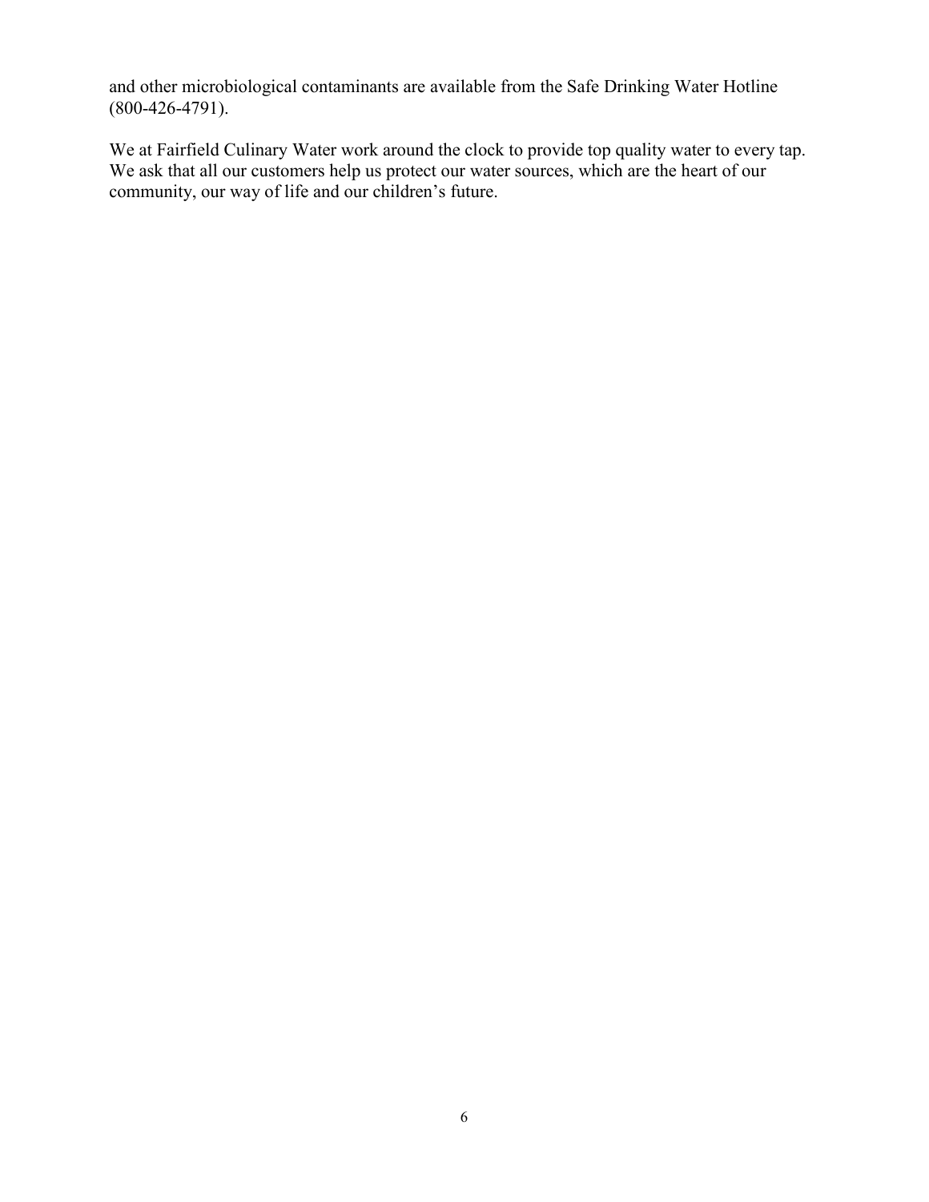and other microbiological contaminants are available from the Safe Drinking Water Hotline (800-426-4791).

We at Fairfield Culinary Water work around the clock to provide top quality water to every tap. We ask that all our customers help us protect our water sources, which are the heart of our community, our way of life and our children's future.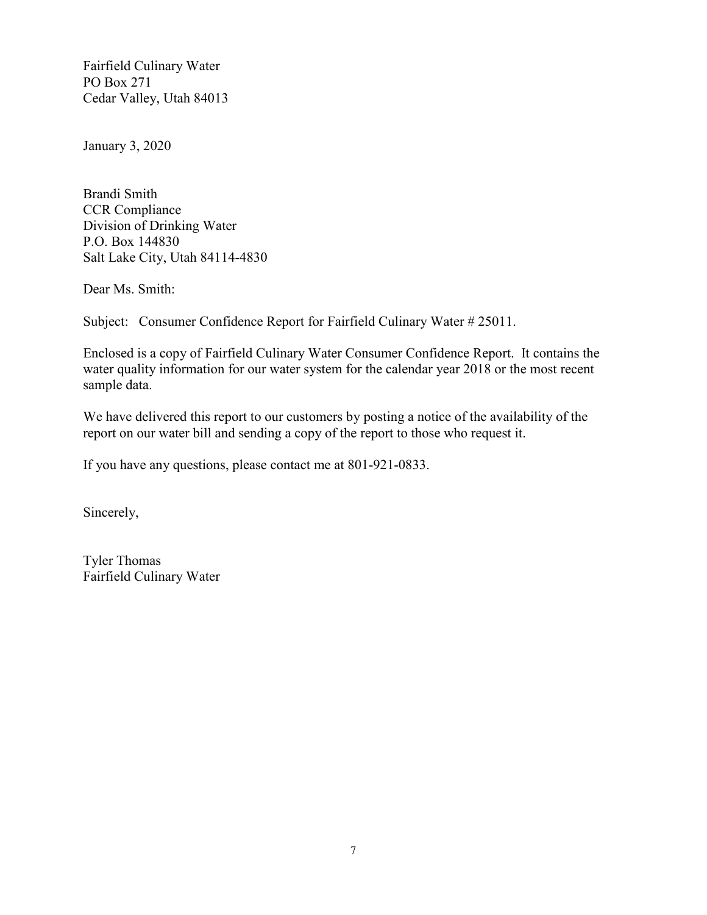Fairfield Culinary Water  
PO Box 271  
Cedar Valley, Utah 84013

January 3, 2020

Brandi Smith  
CCR Compliance  
Division of Drinking Water  
P.O. Box 144830  
Salt Lake City, Utah 84114-4830

Dear Ms. Smith:

Subject: Consumer Confidence Report for Fairfield Culinary Water # 25011.

Enclosed is a copy of Fairfield Culinary Water Consumer Confidence Report. It contains the water quality information for our water system for the calendar year 2018 or the most recent sample data.

We have delivered this report to our customers by posting a notice of the availability of the report on our water bill and sending a copy of the report to those who request it.

If you have any questions, please contact me at 801-921-0833.

Sincerely,

Tyler Thomas  
Fairfield Culinary Water